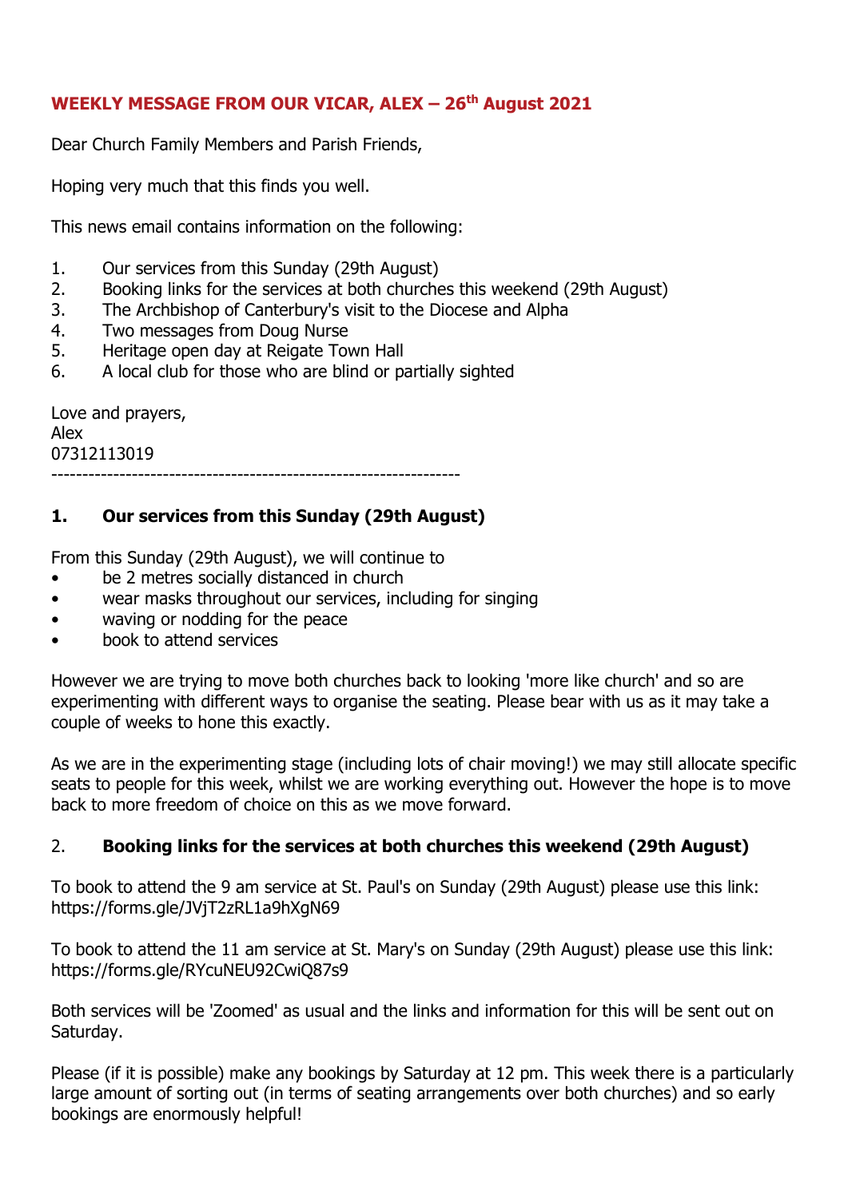# WEEKLY MESSAGE FROM OUR VICAR, ALEX – 26th August 2021

Dear Church Family Members and Parish Friends,

Hoping very much that this finds you well.

This news email contains information on the following:

1. Our services from this Sunday (29th August)
2. Booking links for the services at both churches this weekend (29th August)
3. The Archbishop of Canterbury's visit to the Diocese and Alpha
4. Two messages from Doug Nurse
5. Heritage open day at Reigate Town Hall
6. A local club for those who are blind or partially sighted

Love and prayers,
Alex
07312113019

------------------------------------------------------------------

## 1. Our services from this Sunday (29th August)

From this Sunday (29th August), we will continue to

- be 2 metres socially distanced in church
- wear masks throughout our services, including for singing
- waving or nodding for the peace
- book to attend services

However we are trying to move both churches back to looking 'more like church' and so are experimenting with different ways to organise the seating. Please bear with us as it may take a couple of weeks to hone this exactly.

As we are in the experimenting stage (including lots of chair moving!) we may still allocate specific seats to people for this week, whilst we are working everything out. However the hope is to move back to more freedom of choice on this as we move forward.

## 2. Booking links for the services at both churches this weekend (29th August)

To book to attend the 9 am service at St. Paul's on Sunday (29th August) please use this link: https://forms.gle/JVjT2zRL1a9hXgN69

To book to attend the 11 am service at St. Mary's on Sunday (29th August) please use this link: https://forms.gle/RYcuNEU92CwiQ87s9

Both services will be 'Zoomed' as usual and the links and information for this will be sent out on Saturday.

Please (if it is possible) make any bookings by Saturday at 12 pm. This week there is a particularly large amount of sorting out (in terms of seating arrangements over both churches) and so early bookings are enormously helpful!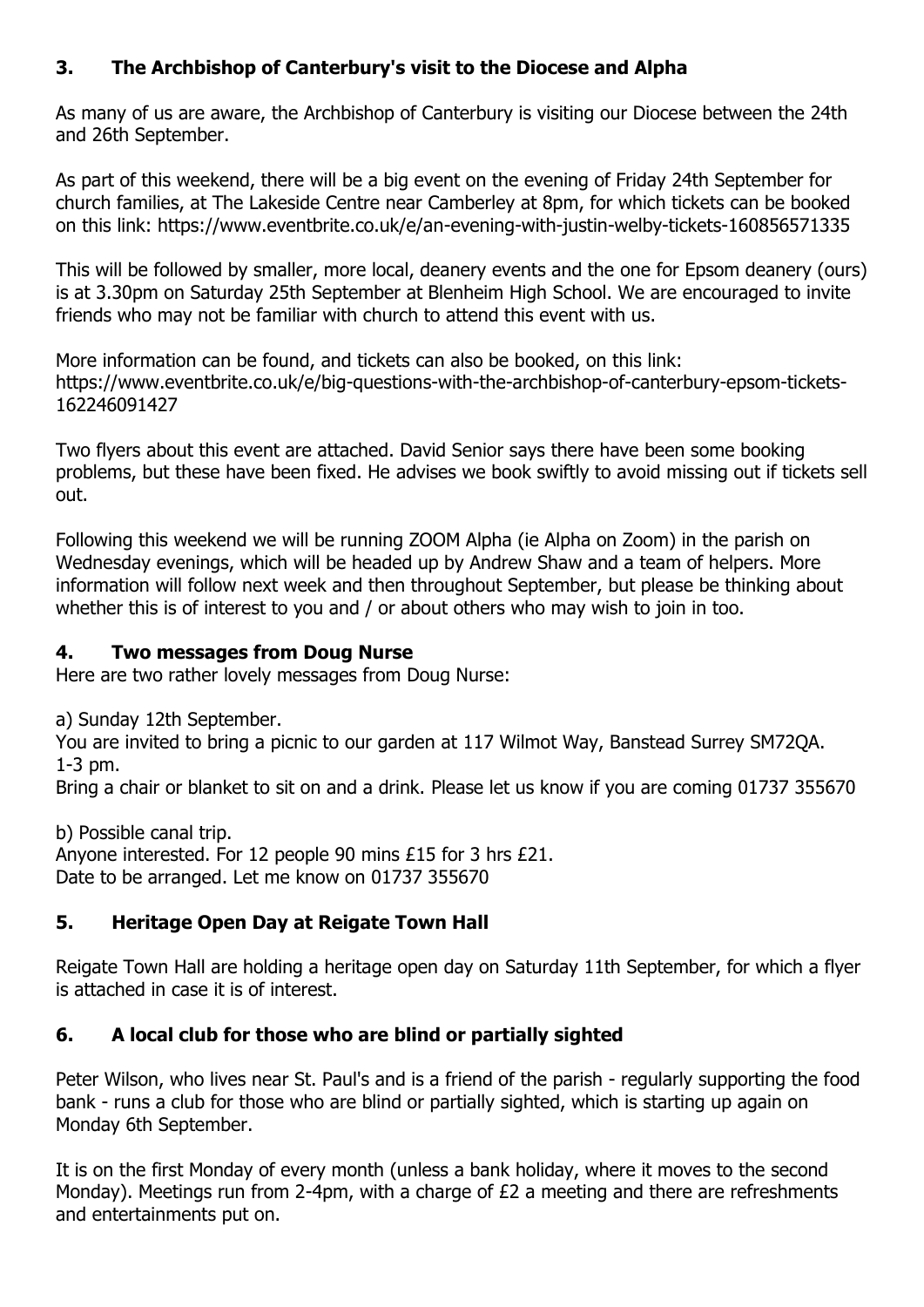## 3. The Archbishop of Canterbury's visit to the Diocese and Alpha

As many of us are aware, the Archbishop of Canterbury is visiting our Diocese between the 24th and 26th September.

As part of this weekend, there will be a big event on the evening of Friday 24th September for church families, at The Lakeside Centre near Camberley at 8pm, for which tickets can be booked on this link: https://www.eventbrite.co.uk/e/an-evening-with-justin-welby-tickets-160856571335

This will be followed by smaller, more local, deanery events and the one for Epsom deanery (ours) is at 3.30pm on Saturday 25th September at Blenheim High School. We are encouraged to invite friends who may not be familiar with church to attend this event with us.

More information can be found, and tickets can also be booked, on this link: https://www.eventbrite.co.uk/e/big-questions-with-the-archbishop-of-canterbury-epsom-tickets-162246091427

Two flyers about this event are attached. David Senior says there have been some booking problems, but these have been fixed. He advises we book swiftly to avoid missing out if tickets sell out.

Following this weekend we will be running ZOOM Alpha (ie Alpha on Zoom) in the parish on Wednesday evenings, which will be headed up by Andrew Shaw and a team of helpers. More information will follow next week and then throughout September, but please be thinking about whether this is of interest to you and / or about others who may wish to join in too.

## 4. Two messages from Doug Nurse

Here are two rather lovely messages from Doug Nurse:

a) Sunday 12th September.
You are invited to bring a picnic to our garden at 117 Wilmot Way, Banstead Surrey SM72QA. 1-3 pm.
Bring a chair or blanket to sit on and a drink. Please let us know if you are coming 01737 355670

b) Possible canal trip.
Anyone interested. For 12 people 90 mins £15 for 3 hrs £21.
Date to be arranged. Let me know on 01737 355670

## 5. Heritage Open Day at Reigate Town Hall

Reigate Town Hall are holding a heritage open day on Saturday 11th September, for which a flyer is attached in case it is of interest.

## 6. A local club for those who are blind or partially sighted

Peter Wilson, who lives near St. Paul's and is a friend of the parish - regularly supporting the food bank - runs a club for those who are blind or partially sighted, which is starting up again on Monday 6th September.

It is on the first Monday of every month (unless a bank holiday, where it moves to the second Monday). Meetings run from 2-4pm, with a charge of £2 a meeting and there are refreshments and entertainments put on.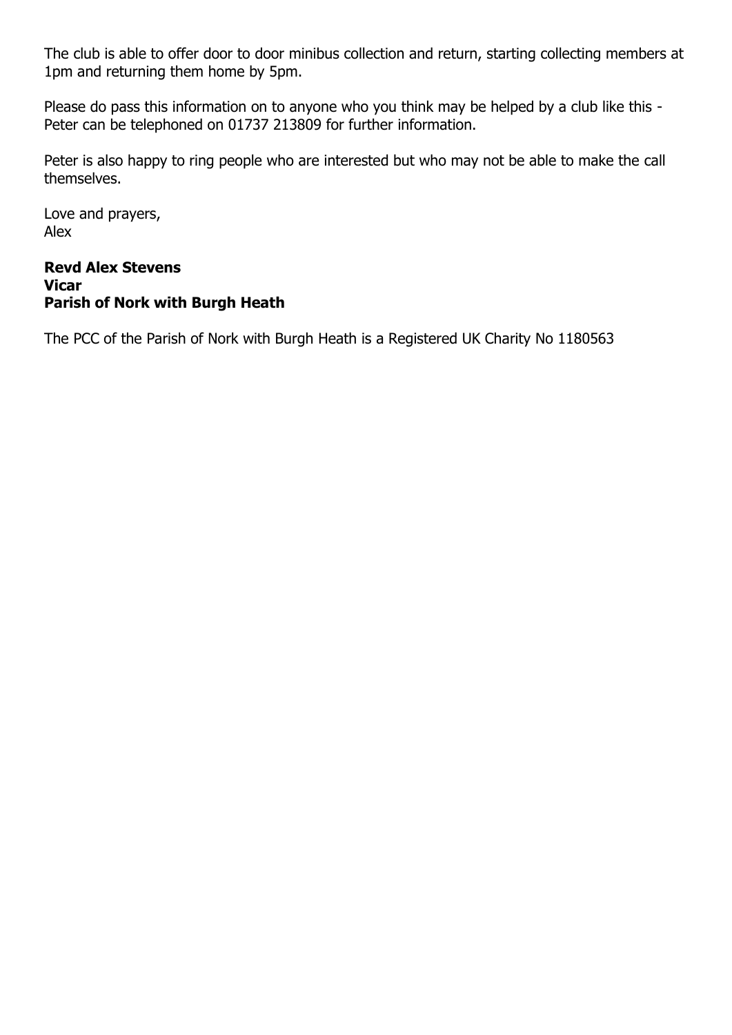The club is able to offer door to door minibus collection and return, starting collecting members at 1pm and returning them home by 5pm.

Please do pass this information on to anyone who you think may be helped by a club like this - Peter can be telephoned on 01737 213809 for further information.

Peter is also happy to ring people who are interested but who may not be able to make the call themselves.

Love and prayers,
Alex

**Revd Alex Stevens**
**Vicar**
**Parish of Nork with Burgh Heath**

The PCC of the Parish of Nork with Burgh Heath is a Registered UK Charity No 1180563